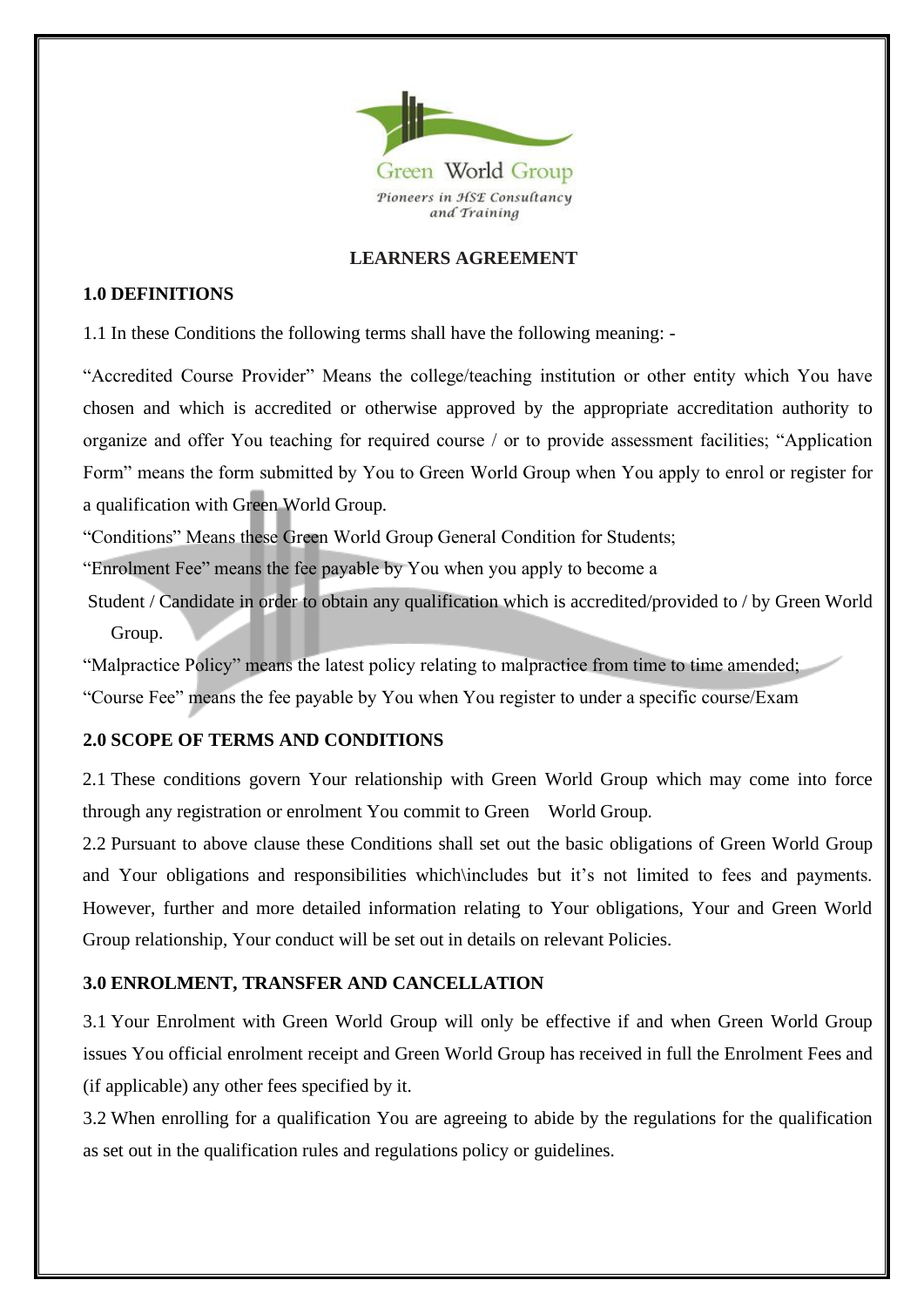Green World Group

*Pioneers in HSE Consultancy and Training*

# LEARNERS AGREEMENT

## 1.0 DEFINITIONS

1.1 In these Conditions the following terms shall have the following meaning: -

"Accredited Course Provider" Means the college/teaching institution or other entity which You have chosen and which is accredited or otherwise approved by the appropriate accreditation authority to organize and offer You teaching for required course / or to provide assessment facilities; "Application Form" means the form submitted by You to Green World Group when You apply to enrol or register for a qualification with Green World Group.

"Conditions" Means these Green World Group General Condition for Students;

"Enrolment Fee" means the fee payable by You when you apply to become a Student / Candidate in order to obtain any qualification which is accredited/provided to / by Green World Group.

"Malpractice Policy" means the latest policy relating to malpractice from time to time amended;

"Course Fee" means the fee payable by You when You register to under a specific course/Exam

## 2.0 SCOPE OF TERMS AND CONDITIONS

2.1 These conditions govern Your relationship with Green World Group which may come into force through any registration or enrolment You commit to Green World Group.

2.2 Pursuant to above clause these Conditions shall set out the basic obligations of Green World Group and Your obligations and responsibilities which\includes but it's not limited to fees and payments. However, further and more detailed information relating to Your obligations, Your and Green World Group relationship, Your conduct will be set out in details on relevant Policies.

## 3.0 ENROLMENT, TRANSFER AND CANCELLATION

3.1 Your Enrolment with Green World Group will only be effective if and when Green World Group issues You official enrolment receipt and Green World Group has received in full the Enrolment Fees and (if applicable) any other fees specified by it.

3.2 When enrolling for a qualification You are agreeing to abide by the regulations for the qualification as set out in the qualification rules and regulations policy or guidelines.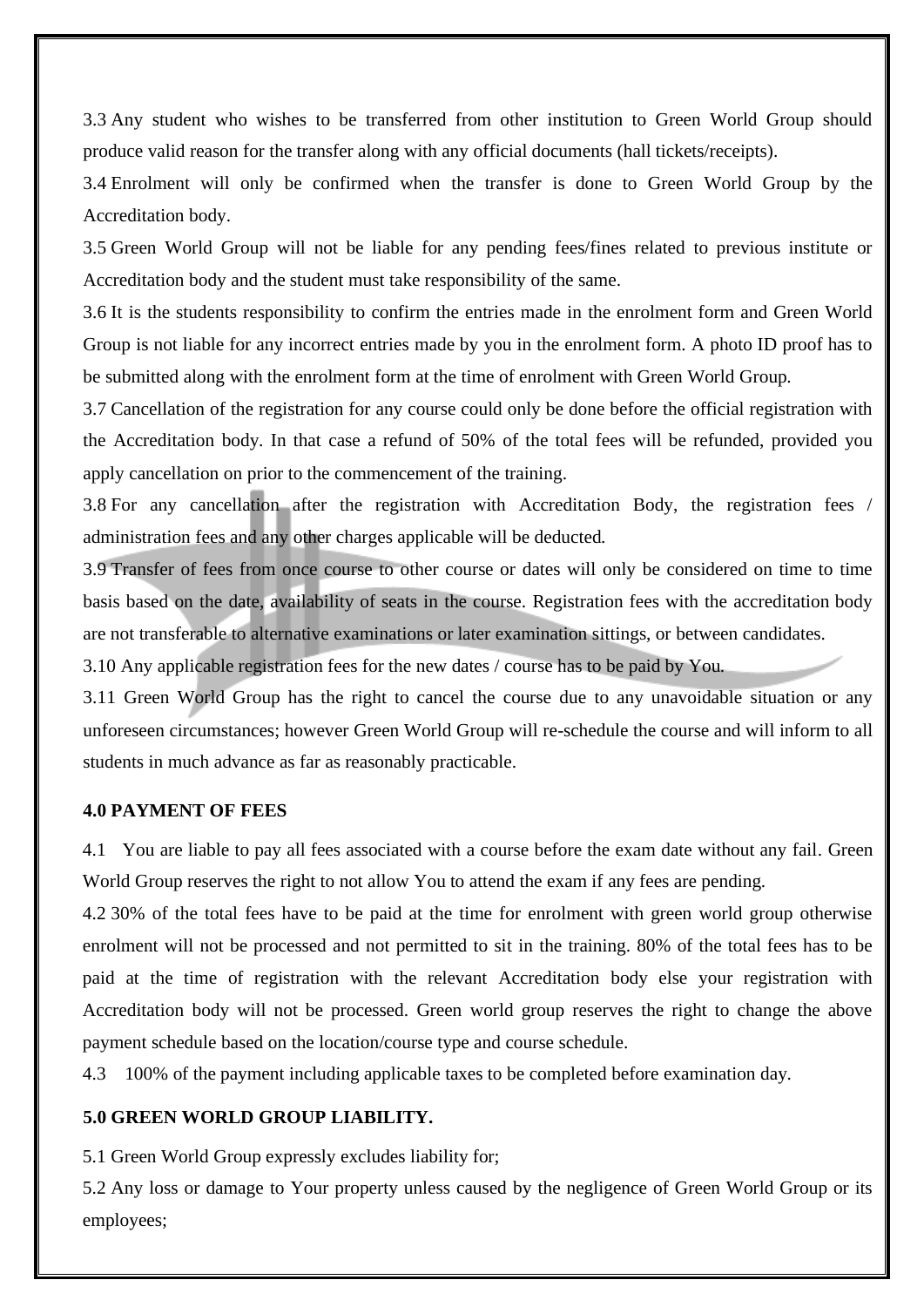3.3 Any student who wishes to be transferred from other institution to Green World Group should produce valid reason for the transfer along with any official documents (hall tickets/receipts).

3.4 Enrolment will only be confirmed when the transfer is done to Green World Group by the Accreditation body.

3.5 Green World Group will not be liable for any pending fees/fines related to previous institute or Accreditation body and the student must take responsibility of the same.

3.6 It is the students responsibility to confirm the entries made in the enrolment form and Green World Group is not liable for any incorrect entries made by you in the enrolment form. A photo ID proof has to be submitted along with the enrolment form at the time of enrolment with Green World Group.

3.7 Cancellation of the registration for any course could only be done before the official registration with the Accreditation body. In that case a refund of 50% of the total fees will be refunded, provided you apply cancellation on prior to the commencement of the training.

3.8 For any cancellation after the registration with Accreditation Body, the registration fees / administration fees and any other charges applicable will be deducted.

3.9 Transfer of fees from once course to other course or dates will only be considered on time to time basis based on the date, availability of seats in the course. Registration fees with the accreditation body are not transferable to alternative examinations or later examination sittings, or between candidates.

3.10 Any applicable registration fees for the new dates / course has to be paid by You.

3.11 Green World Group has the right to cancel the course due to any unavoidable situation or any unforeseen circumstances; however Green World Group will re-schedule the course and will inform to all students in much advance as far as reasonably practicable.

**4.0 PAYMENT OF FEES**

4.1 You are liable to pay all fees associated with a course before the exam date without any fail. Green World Group reserves the right to not allow You to attend the exam if any fees are pending.

4.2 30% of the total fees have to be paid at the time for enrolment with green world group otherwise enrolment will not be processed and not permitted to sit in the training. 80% of the total fees has to be paid at the time of registration with the relevant Accreditation body else your registration with Accreditation body will not be processed. Green world group reserves the right to change the above payment schedule based on the location/course type and course schedule.

4.3 100% of the payment including applicable taxes to be completed before examination day.

**5.0 GREEN WORLD GROUP LIABILITY.**

5.1 Green World Group expressly excludes liability for;

5.2 Any loss or damage to Your property unless caused by the negligence of Green World Group or its employees;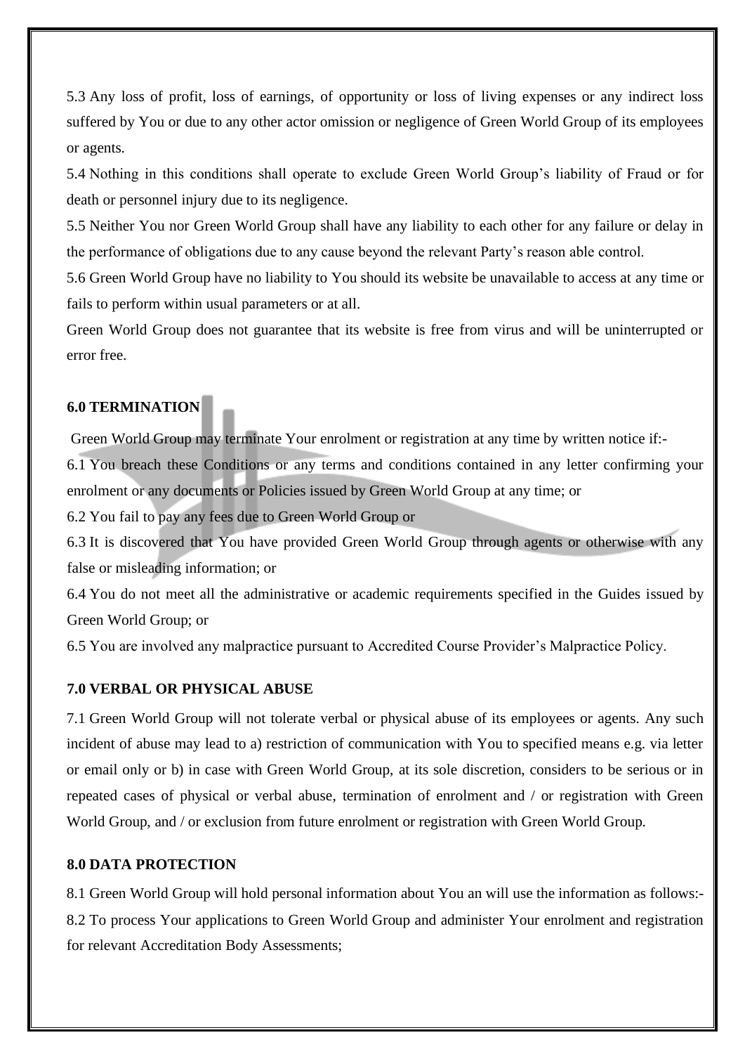5.3 Any loss of profit, loss of earnings, of opportunity or loss of living expenses or any indirect loss suffered by You or due to any other actor omission or negligence of Green World Group of its employees or agents.

5.4 Nothing in this conditions shall operate to exclude Green World Group's liability of Fraud or for death or personnel injury due to its negligence.

5.5 Neither You nor Green World Group shall have any liability to each other for any failure or delay in the performance of obligations due to any cause beyond the relevant Party's reason able control.

5.6 Green World Group have no liability to You should its website be unavailable to access at any time or fails to perform within usual parameters or at all.

Green World Group does not guarantee that its website is free from virus and will be uninterrupted or error free.

**6.0 TERMINATION**

Green World Group may terminate Your enrolment or registration at any time by written notice if:-

6.1 You breach these Conditions or any terms and conditions contained in any letter confirming your enrolment or any documents or Policies issued by Green World Group at any time; or

6.2 You fail to pay any fees due to Green World Group or

6.3 It is discovered that You have provided Green World Group through agents or otherwise with any false or misleading information; or

6.4 You do not meet all the administrative or academic requirements specified in the Guides issued by Green World Group; or

6.5 You are involved any malpractice pursuant to Accredited Course Provider's Malpractice Policy.

**7.0 VERBAL OR PHYSICAL ABUSE**

7.1 Green World Group will not tolerate verbal or physical abuse of its employees or agents. Any such incident of abuse may lead to a) restriction of communication with You to specified means e.g. via letter or email only or b) in case with Green World Group, at its sole discretion, considers to be serious or in repeated cases of physical or verbal abuse, termination of enrolment and / or registration with Green World Group, and / or exclusion from future enrolment or registration with Green World Group.

**8.0 DATA PROTECTION**

8.1 Green World Group will hold personal information about You an will use the information as follows:-

8.2 To process Your applications to Green World Group and administer Your enrolment and registration for relevant Accreditation Body Assessments;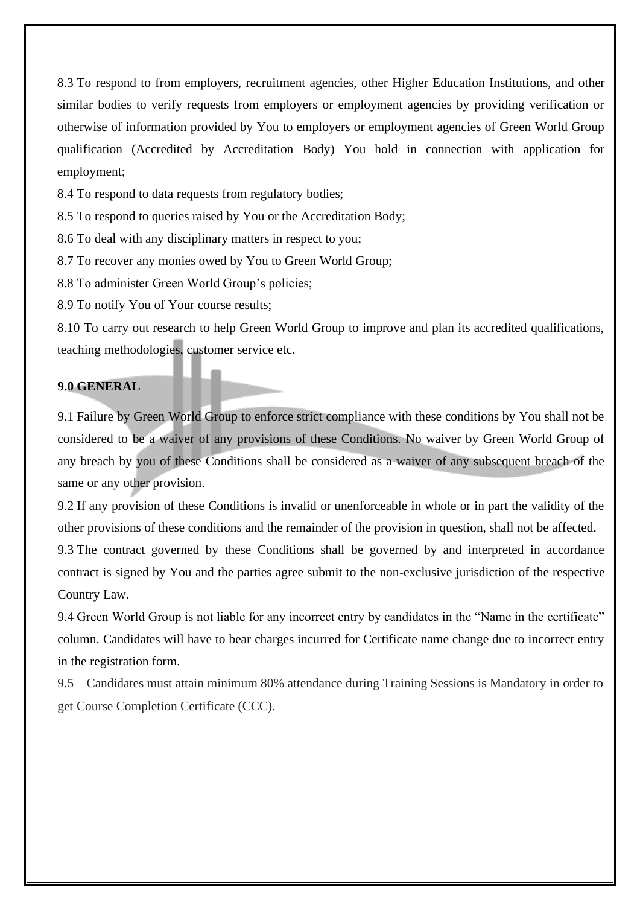8.3 To respond to from employers, recruitment agencies, other Higher Education Institutions, and other similar bodies to verify requests from employers or employment agencies by providing verification or otherwise of information provided by You to employers or employment agencies of Green World Group qualification (Accredited by Accreditation Body) You hold in connection with application for employment;

8.4 To respond to data requests from regulatory bodies;

8.5 To respond to queries raised by You or the Accreditation Body;

8.6 To deal with any disciplinary matters in respect to you;

8.7 To recover any monies owed by You to Green World Group;

8.8 To administer Green World Group's policies;

8.9 To notify You of Your course results;

8.10 To carry out research to help Green World Group to improve and plan its accredited qualifications, teaching methodologies, customer service etc.

**9.0 GENERAL**

9.1 Failure by Green World Group to enforce strict compliance with these conditions by You shall not be considered to be a waiver of any provisions of these Conditions. No waiver by Green World Group of any breach by you of these Conditions shall be considered as a waiver of any subsequent breach of the same or any other provision.

9.2 If any provision of these Conditions is invalid or unenforceable in whole or in part the validity of the other provisions of these conditions and the remainder of the provision in question, shall not be affected.

9.3 The contract governed by these Conditions shall be governed by and interpreted in accordance contract is signed by You and the parties agree submit to the non-exclusive jurisdiction of the respective Country Law.

9.4 Green World Group is not liable for any incorrect entry by candidates in the "Name in the certificate" column. Candidates will have to bear charges incurred for Certificate name change due to incorrect entry in the registration form.

9.5 Candidates must attain minimum 80% attendance during Training Sessions is Mandatory in order to get Course Completion Certificate (CCC).